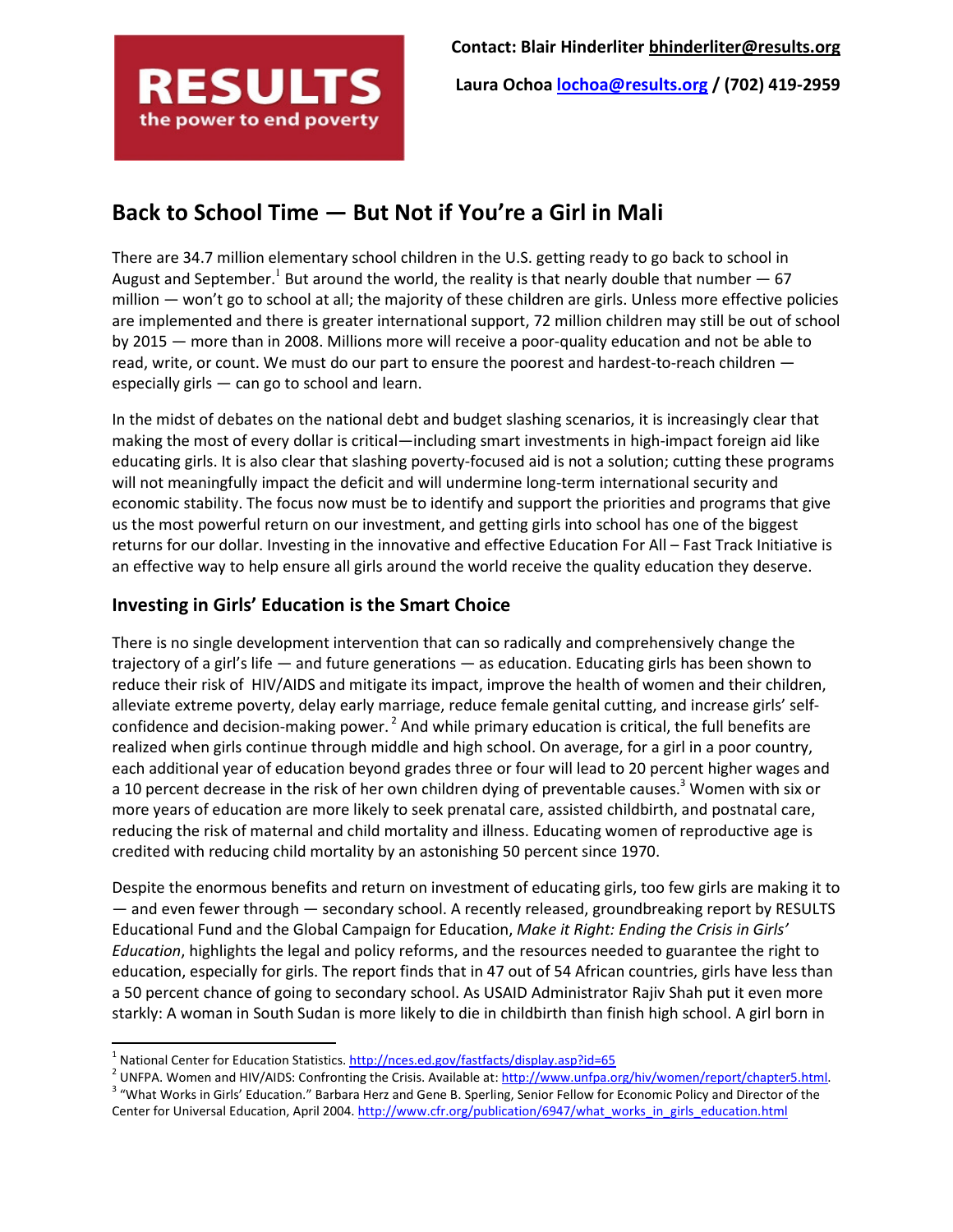**RESULTS**
**the power to end poverty**

**Contact: Blair Hinderliter bhinderliter@results.org**

**Laura Ochoa lochoa@results.org / (702) 419-2959**

## Back to School Time — But Not if You're a Girl in Mali

There are 34.7 million elementary school children in the U.S. getting ready to go back to school in August and September.[1] But around the world, the reality is that nearly double that number — 67 million — won't go to school at all; the majority of these children are girls. Unless more effective policies are implemented and there is greater international support, 72 million children may still be out of school by 2015 — more than in 2008. Millions more will receive a poor-quality education and not be able to read, write, or count. We must do our part to ensure the poorest and hardest-to-reach children — especially girls — can go to school and learn.

In the midst of debates on the national debt and budget slashing scenarios, it is increasingly clear that making the most of every dollar is critical—including smart investments in high-impact foreign aid like educating girls. It is also clear that slashing poverty-focused aid is not a solution; cutting these programs will not meaningfully impact the deficit and will undermine long-term international security and economic stability. The focus now must be to identify and support the priorities and programs that give us the most powerful return on our investment, and getting girls into school has one of the biggest returns for our dollar. Investing in the innovative and effective Education For All – Fast Track Initiative is an effective way to help ensure all girls around the world receive the quality education they deserve.

### Investing in Girls' Education is the Smart Choice

There is no single development intervention that can so radically and comprehensively change the trajectory of a girl's life — and future generations — as education. Educating girls has been shown to reduce their risk of HIV/AIDS and mitigate its impact, improve the health of women and their children, alleviate extreme poverty, delay early marriage, reduce female genital cutting, and increase girls' self-confidence and decision-making power.[2] And while primary education is critical, the full benefits are realized when girls continue through middle and high school. On average, for a girl in a poor country, each additional year of education beyond grades three or four will lead to 20 percent higher wages and a 10 percent decrease in the risk of her own children dying of preventable causes.[3] Women with six or more years of education are more likely to seek prenatal care, assisted childbirth, and postnatal care, reducing the risk of maternal and child mortality and illness. Educating women of reproductive age is credited with reducing child mortality by an astonishing 50 percent since 1970.

Despite the enormous benefits and return on investment of educating girls, too few girls are making it to — and even fewer through — secondary school. A recently released, groundbreaking report by RESULTS Educational Fund and the Global Campaign for Education, *Make it Right: Ending the Crisis in Girls' Education*, highlights the legal and policy reforms, and the resources needed to guarantee the right to education, especially for girls. The report finds that in 47 out of 54 African countries, girls have less than a 50 percent chance of going to secondary school. As USAID Administrator Rajiv Shah put it even more starkly: A woman in South Sudan is more likely to die in childbirth than finish high school. A girl born in

---

[1] National Center for Education Statistics. http://nces.ed.gov/fastfacts/display.asp?id=65

[2] UNFPA. Women and HIV/AIDS: Confronting the Crisis. Available at: http://www.unfpa.org/hiv/women/report/chapter5.html.

[3] "What Works in Girls' Education." Barbara Herz and Gene B. Sperling, Senior Fellow for Economic Policy and Director of the Center for Universal Education, April 2004. http://www.cfr.org/publication/6947/what_works_in_girls_education.html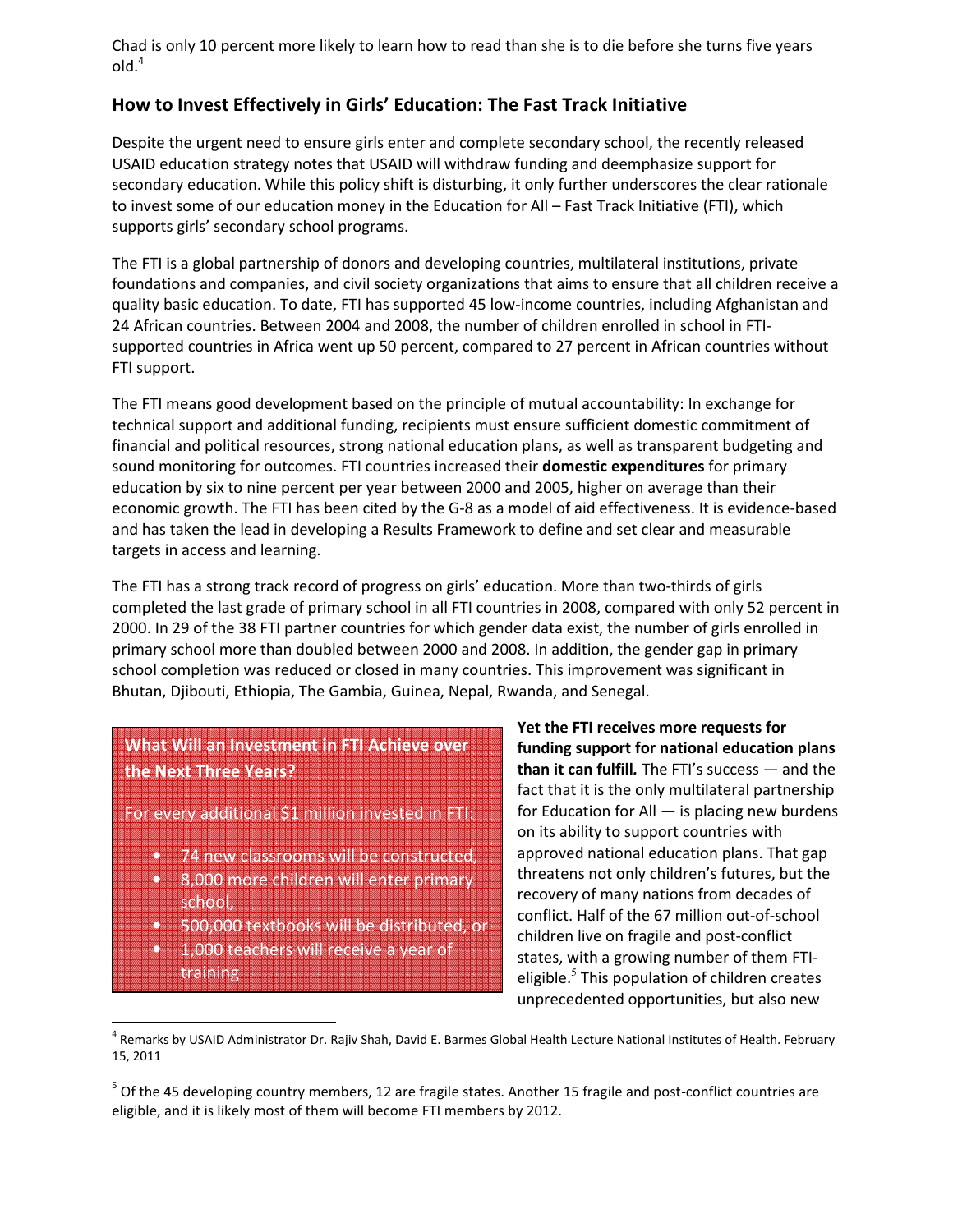Chad is only 10 percent more likely to learn how to read than she is to die before she turns five years old.[4]

## How to Invest Effectively in Girls' Education: The Fast Track Initiative

Despite the urgent need to ensure girls enter and complete secondary school, the recently released USAID education strategy notes that USAID will withdraw funding and deemphasize support for secondary education. While this policy shift is disturbing, it only further underscores the clear rationale to invest some of our education money in the Education for All – Fast Track Initiative (FTI), which supports girls' secondary school programs.

The FTI is a global partnership of donors and developing countries, multilateral institutions, private foundations and companies, and civil society organizations that aims to ensure that all children receive a quality basic education. To date, FTI has supported 45 low-income countries, including Afghanistan and 24 African countries. Between 2004 and 2008, the number of children enrolled in school in FTI-supported countries in Africa went up 50 percent, compared to 27 percent in African countries without FTI support.

The FTI means good development based on the principle of mutual accountability: In exchange for technical support and additional funding, recipients must ensure sufficient domestic commitment of financial and political resources, strong national education plans, as well as transparent budgeting and sound monitoring for outcomes. FTI countries increased their **domestic expenditures** for primary education by six to nine percent per year between 2000 and 2005, higher on average than their economic growth. The FTI has been cited by the G-8 as a model of aid effectiveness. It is evidence-based and has taken the lead in developing a Results Framework to define and set clear and measurable targets in access and learning.

The FTI has a strong track record of progress on girls' education. More than two-thirds of girls completed the last grade of primary school in all FTI countries in 2008, compared with only 52 percent in 2000. In 29 of the 38 FTI partner countries for which gender data exist, the number of girls enrolled in primary school more than doubled between 2000 and 2008. In addition, the gender gap in primary school completion was reduced or closed in many countries. This improvement was significant in Bhutan, Djibouti, Ethiopia, The Gambia, Guinea, Nepal, Rwanda, and Senegal.

**What Will an Investment in FTI Achieve over the Next Three Years?**

For every additional $1 million invested in FTI:

- 74 new classrooms will be constructed,
- 8,000 more children will enter primary school,
- 500,000 textbooks will be distributed, or
- 1,000 teachers will receive a year of training

***Yet the FTI receives more requests for funding support for national education plans than it can fulfill.*** The FTI's success — and the fact that it is the only multilateral partnership for Education for All — is placing new burdens on its ability to support countries with approved national education plans. That gap threatens not only children's futures, but the recovery of many nations from decades of conflict. Half of the 67 million out-of-school children live on fragile and post-conflict states, with a growing number of them FTI-eligible.[5] This population of children creates unprecedented opportunities, but also new

[4] Remarks by USAID Administrator Dr. Rajiv Shah, David E. Barmes Global Health Lecture National Institutes of Health. February 15, 2011

[5] Of the 45 developing country members, 12 are fragile states. Another 15 fragile and post-conflict countries are eligible, and it is likely most of them will become FTI members by 2012.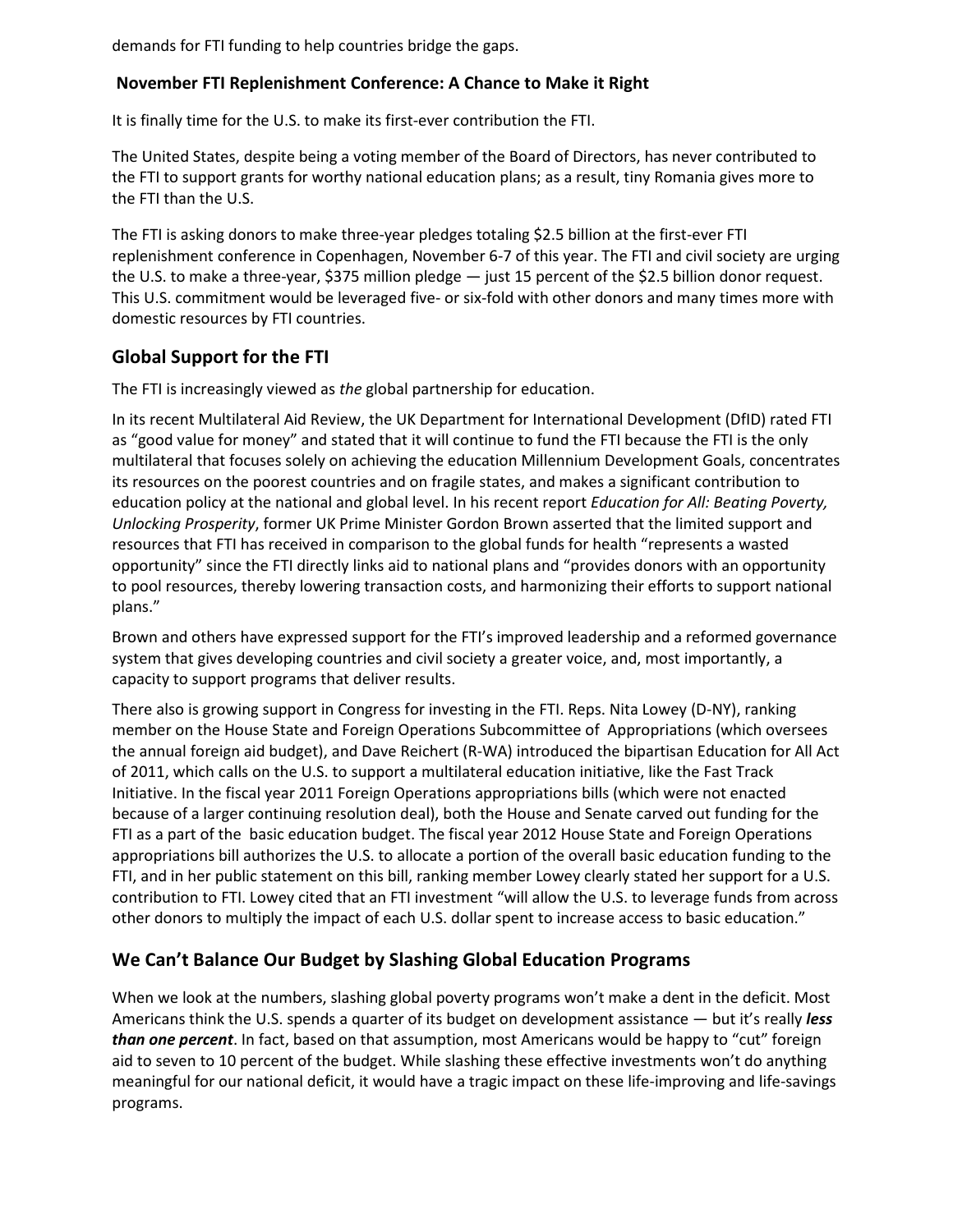demands for FTI funding to help countries bridge the gaps.

### November FTI Replenishment Conference: A Chance to Make it Right

It is finally time for the U.S. to make its first-ever contribution the FTI.

The United States, despite being a voting member of the Board of Directors, has never contributed to the FTI to support grants for worthy national education plans; as a result, tiny Romania gives more to the FTI than the U.S.

The FTI is asking donors to make three-year pledges totaling $2.5 billion at the first-ever FTI replenishment conference in Copenhagen, November 6-7 of this year. The FTI and civil society are urging the U.S. to make a three-year, $375 million pledge — just 15 percent of the $2.5 billion donor request. This U.S. commitment would be leveraged five- or six-fold with other donors and many times more with domestic resources by FTI countries.

## Global Support for the FTI

The FTI is increasingly viewed as *the* global partnership for education.

In its recent Multilateral Aid Review, the UK Department for International Development (DfID) rated FTI as "good value for money" and stated that it will continue to fund the FTI because the FTI is the only multilateral that focuses solely on achieving the education Millennium Development Goals, concentrates its resources on the poorest countries and on fragile states, and makes a significant contribution to education policy at the national and global level. In his recent report *Education for All: Beating Poverty, Unlocking Prosperity*, former UK Prime Minister Gordon Brown asserted that the limited support and resources that FTI has received in comparison to the global funds for health "represents a wasted opportunity" since the FTI directly links aid to national plans and "provides donors with an opportunity to pool resources, thereby lowering transaction costs, and harmonizing their efforts to support national plans."

Brown and others have expressed support for the FTI's improved leadership and a reformed governance system that gives developing countries and civil society a greater voice, and, most importantly, a capacity to support programs that deliver results.

There also is growing support in Congress for investing in the FTI. Reps. Nita Lowey (D-NY), ranking member on the House State and Foreign Operations Subcommittee of Appropriations (which oversees the annual foreign aid budget), and Dave Reichert (R-WA) introduced the bipartisan Education for All Act of 2011, which calls on the U.S. to support a multilateral education initiative, like the Fast Track Initiative. In the fiscal year 2011 Foreign Operations appropriations bills (which were not enacted because of a larger continuing resolution deal), both the House and Senate carved out funding for the FTI as a part of the basic education budget. The fiscal year 2012 House State and Foreign Operations appropriations bill authorizes the U.S. to allocate a portion of the overall basic education funding to the FTI, and in her public statement on this bill, ranking member Lowey clearly stated her support for a U.S. contribution to FTI. Lowey cited that an FTI investment "will allow the U.S. to leverage funds from across other donors to multiply the impact of each U.S. dollar spent to increase access to basic education."

## We Can't Balance Our Budget by Slashing Global Education Programs

When we look at the numbers, slashing global poverty programs won't make a dent in the deficit. Most Americans think the U.S. spends a quarter of its budget on development assistance — but it's really ***less than one percent***. In fact, based on that assumption, most Americans would be happy to "cut" foreign aid to seven to 10 percent of the budget. While slashing these effective investments won't do anything meaningful for our national deficit, it would have a tragic impact on these life-improving and life-savings programs.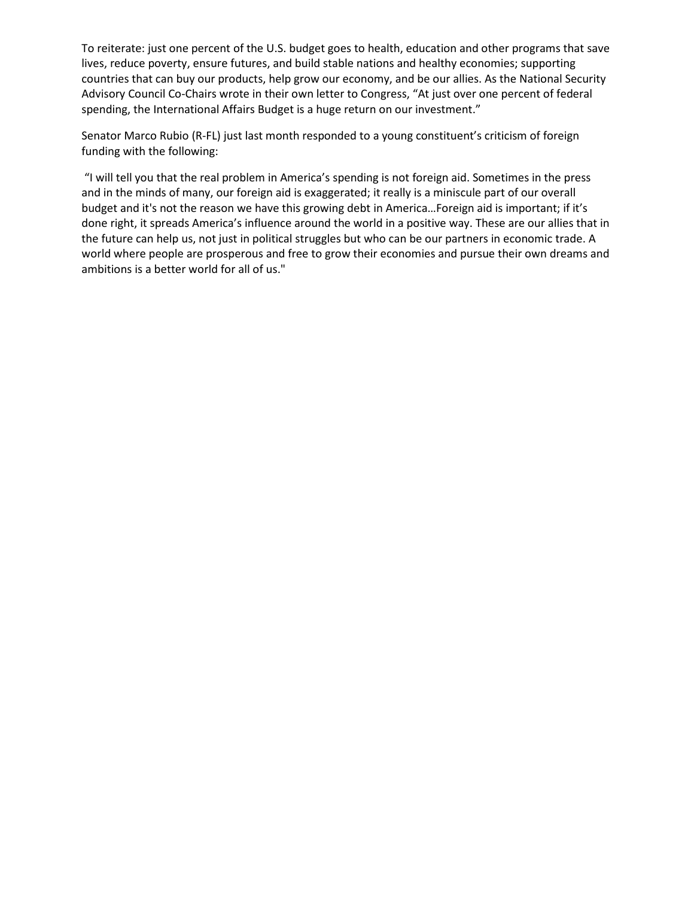To reiterate: just one percent of the U.S. budget goes to health, education and other programs that save lives, reduce poverty, ensure futures, and build stable nations and healthy economies; supporting countries that can buy our products, help grow our economy, and be our allies. As the National Security Advisory Council Co-Chairs wrote in their own letter to Congress, "At just over one percent of federal spending, the International Affairs Budget is a huge return on our investment."

Senator Marco Rubio (R-FL) just last month responded to a young constituent's criticism of foreign funding with the following:

"I will tell you that the real problem in America's spending is not foreign aid. Sometimes in the press and in the minds of many, our foreign aid is exaggerated; it really is a miniscule part of our overall budget and it's not the reason we have this growing debt in America…Foreign aid is important; if it's done right, it spreads America's influence around the world in a positive way. These are our allies that in the future can help us, not just in political struggles but who can be our partners in economic trade. A world where people are prosperous and free to grow their economies and pursue their own dreams and ambitions is a better world for all of us."